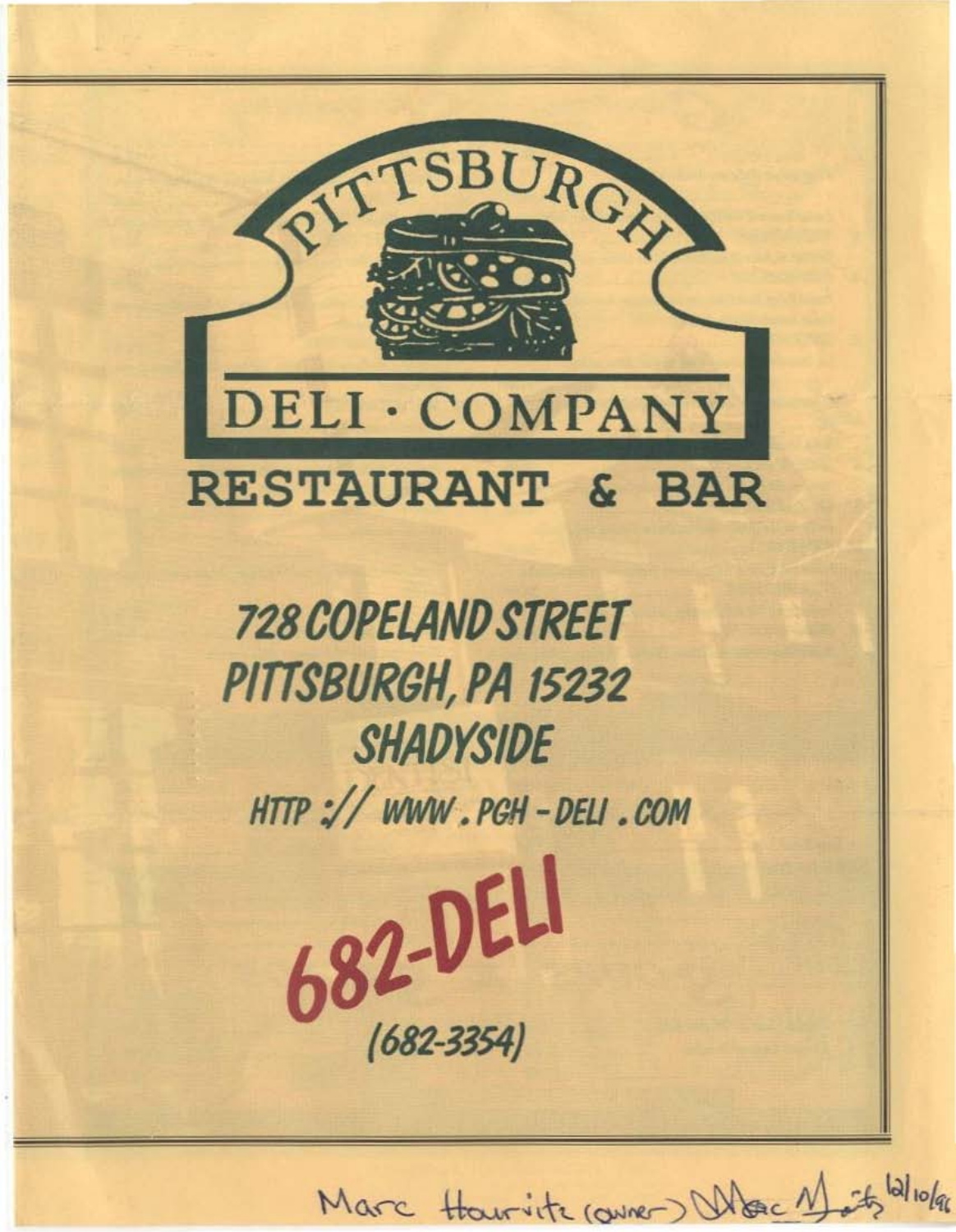# PITTSBURGH DELI · COMPANY

## RESTAURANT & BAR

*728 COPELAND STREET*
*PITTSBURGH, PA 15232*
*SHADYSIDE*

*HTTP :// WWW . PGH - DELI . COM*

**682-DELI**

*(682-3354)*

Marc Hourvitz (owner) Marc Hourvitz 12/10/96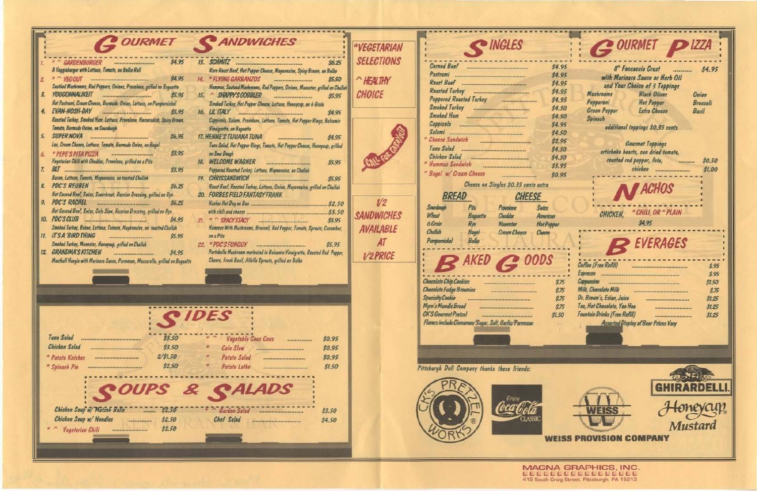# GOURMET SANDWICHES

1. \* ^ GARDENBURGER — $4.95
   A Veggieburger with Lettuce, Tomato, on Bolke Roll
2. \* ^ VEGOUT — $4.95
   Sautéed Mushrooms, Red Peppers, Onions, Provolone, grilled on Baguette
3. YOUGONNALIKEIT — $5.95
   Hot Pastrami, Cream Cheese, Bermuda Onion, Lettuce, on Pumpernickel
4. EVAN-NOSH-DAY — $5.95
   Roasted Turkey, Smoked Ham, Lettuce, Provolone, Horseradish, Spicy Brown, Tomato, Bermuda Onion, on Sourdough
5. SUPER NOVA — $6.95
   Lox, Cream Cheese, Lettuce, Tomato, Bermuda Onion, on Bagel
6. \* PEPE'S PITA PIZZA — $3.95
   Vegetarian Chili with Cheddar, Provolone, grilled on a Pita
7. BLT — $3.95
   Bacon, Lettuce, Tomato, Mayonnaise, on toasted Challah
8. PDC'S REUBEN — $6.25
   Hot Corned Beef, Swiss, Sauerkraut, Russian Dressing, grilled on Rye
9. PDC'S RACHEL — $6.25
   Hot Corned Beef, Swiss, Cole Slaw, Russian Dressing, grilled on Rye
10. PDC'S CLUB — $4.95
    Smoked Turkey, Bacon, Lettuce, Tomato, Mayonnaise, on toasted Challah
11. IT'S A 'BIRD THING — $5.95
    Smoked Turkey, Muenster, Honeycup, grilled on Challah
12. GRANDMA'S KITCHEN — $4.95
    Meatball Hoagie with Marinara Sauce, Parmesan, Mozzarella, grilled on Baguette
13. SCHMITZ — $6.25
    Rare Roast Beef, Hot Pepper Cheese, Mayonnaise, Spicy Brown, on Bolke
14. \* FLYING GARBANZOS — $5.50
    Hummus, Sauteed Mushrooms, Red Peppers, Onions, Muenster, grilled on Challah
15. ^ SHAPPY'S GOBBLER — $5.95
    Smoked Turkey, Hot Pepper Cheese, Lettuce, Honeycup, on 6 Grain
16. LIL' ITALY — $4.95
    Cappicola, Salami, Provolone, Lettuce, Tomato, Hot Pepper Rings, Balsamic Vinaigrette, on Baguette
17. HENNE'S TIJUANA TUNA — $4.95
    Tuna Salad, Hot Pepper Rings, Tomato, Hot Pepper Cheese, Honeycup, grilled on Sour Dough
18. WELCOME WAGNER — $5.95
    Peppered Roasted Turkey, Lettuce, Mayonnaise, on Challah
19. CHRISSANDWICH — $5.95
    Roast Beef, Roasted Turkey, Lettuce, Onion, Mayonnaise, grilled on Challah
20. FORBES FIELD FANTASY FRANK
    Kosher Hot Dog on Bun — $2.50
    with chili and cheese — $3.50
21. \* ^ SPACY STACY — $3.95
    Hummus With Mushrooms, Broccoli, Red Pepper, Tomato, Sprouts, Cucumber, on a Pita
22. \* PDC'S FUNGUY — $5.95
    Portobello Mushroom marinated in Balsamic Vinaigrette, Roasted Red Pepper, Chevre, Fresh Basil, Alfalfa Sprouts, grilled on Bolke

\*VEGETARIAN SELECTIONS

^ HEALTHY CHOICE

CALL FOR CARRYOUT

1/2 SANDWICHES AVAILABLE AT 1/2 PRICE

# SIDES

| Item | Price |
|---|---|
| Tuna Salad | $3.50 |
| Chicken Salad | $3.50 |
| \* Potato Knishes | 2/$1.50 |
| \* Spinach Pie | $2.50 |
| \* ^ Vegetable Cous Cous | $0.95 |
| \* Cole Slaw | $0.95 |
| \* Potato Salad | $0.95 |
| \* Potato Latke | $1.50 |

# SOUPS & SALADS

| Item | Price |
|---|---|
| Chicken Soup w/ Matzoh Balls | $2.50 |
| Chicken Soup w/ Noodles | $2.50 |
| \* ^ Vegetarian Chili | $2.50 |
| \* ^ Garden Salad | $3.50 |
| Chef Salad | $4.50 |

# SINGLES

| Item | Price |
|---|---|
| Corned Beef | $4.95 |
| Pastrami | $4.95 |
| Roast Beef | $4.95 |
| Roasted Turkey | $4.95 |
| Peppered Roasted Turkey | $4.95 |
| Smoked Turkey | $4.50 |
| Smoked Ham | $4.50 |
| Cappicola | $4.95 |
| Salami | $4.50 |
| \* Cheese Sandwich | $2.95 |
| Tuna Salad | $4.50 |
| Chicken Salad | $4.50 |
| \* Hummus Sandwich | $3.95 |
| \* Bagel w/ Cream Cheese | $0.95 |

Cheese on Singles $0.35 cents extra

| BREAD | | CHEESE | |
|---|---|---|---|
| Sourdough | Pita | Provolone | Swiss |
| Wheat | Baguette | Cheddar | American |
| 6 Grain | Rye | Muenster | Hot Pepper |
| Challah | Bagel | Cream Cheese | Chevre |
| Pumpernickel | Bolke | | |

# BAKED GOODS

| Item | Price |
|---|---|
| Chocolate Chip Cookies | $.75 |
| Chocolate Fudge Brownies | $.75 |
| Specialty Cookie | $.75 |
| Myrn's Mundle Bread | $.75 |
| CK'S Gourmet Pretzel | $1.50 |

Flavors include Cinnamon/Sugar, Salt, Garlic/Parmesan

# GOURMET PIZZA

8" Foccaccia Crust — $4.95
with Marinara Sauce or Herb Oil and Your Choice of 3 Toppings

| | | |
|---|---|---|
| Mushrooms | Black Olives | Onion |
| Pepperoni | Hot Pepper | Broccoli |
| Green Pepper | Extra Cheese | Basil |
| Spinach | | |

additional toppings $0.35 cents

Gourmet Toppings
artichoke hearts, sun dried tomato, roasted red pepper, feta, — $0.50
chicken — $1.00

# NACHOS

CHICKEN, \* CHILI, OR \* PLAIN
$4.95

# BEVERAGES

| Item | Price |
|---|---|
| Coffee (Free Refill) | $.95 |
| Espresso | $.95 |
| Cappuccino | $1.50 |
| Milk, Chocolate Milk | $.75 |
| Dr. Brown's, Evian, Juice | $1.25 |
| Tea, Hot Chocolate, Yoo Hoo | $1.25 |
| Fountain Drinks (Free Refill) | $1.25 |

Assorted Display of Beer Prices Vary

Pittsburgh Deli Company thanks these friends:

CK'S PRETZEL WORKS® · Enjoy Coca-Cola Classic · WEISS PROVISION COMPANY · GHIRARDELLI · Honeycup® Mustard

MAGNA GRAPHICS, INC.
418 South Craig Street, Pittsburgh, PA 15213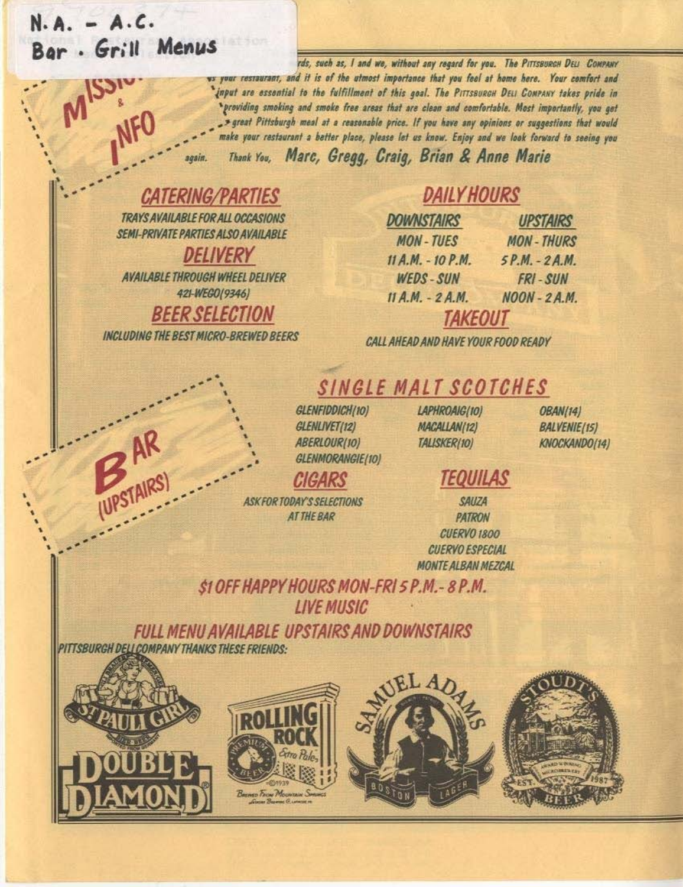N.A. – A.C.
Bar · Grill Menus

MISSION & INFO

...rds, such as, I and we, without any regard for you. The PITTSBURGH DELI COMPANY ...s your restaurant, and it is of the utmost importance that you feel at home here. Your comfort and input are essential to the fulfillment of this goal. The PITTSBURGH DELI COMPANY takes pride in providing smoking and smoke free areas that are clean and comfortable. Most importantly, you get ... great Pittsburgh meal at a reasonable price. If you have any opinions or suggestions that would make your restaurant a better place, please let us know. Enjoy and we look forward to seeing you again. Thank You, **Marc, Gregg, Craig, Brian & Anne Marie**

## CATERING/PARTIES

TRAYS AVAILABLE FOR ALL OCCASIONS
SEMI-PRIVATE PARTIES ALSO AVAILABLE

## DELIVERY

AVAILABLE THROUGH WHEEL DELIVER
421-WEGO(9346)

## BEER SELECTION

INCLUDING THE BEST MICRO-BREWED BEERS

## DAILY HOURS

| DOWNSTAIRS | UPSTAIRS |
|---|---|
| MON - TUES | MON - THURS |
| 11 A.M. - 10 P.M. | 5 P.M. - 2 A.M. |
| WEDS - SUN | FRI - SUN |
| 11 A.M. - 2 A.M. | NOON - 2 A.M. |

## TAKEOUT

CALL AHEAD AND HAVE YOUR FOOD READY

BAR (UPSTAIRS)

## SINGLE MALT SCOTCHES

GLENFIDDICH(10)
GLENLIVET(12)
ABERLOUR(10)
GLENMORANGIE(10)
LAPHROAIG(10)
MACALLAN(12)
TALISKER(10)
OBAN(14)
BALVENIE(15)
KNOCKANDO(14)

## CIGARS

ASK FOR TODAY'S SELECTIONS AT THE BAR

## TEQUILAS

SAUZA
PATRON
CUERVO 1800
CUERVO ESPECIAL
MONTE ALBAN MEZCAL

**$1 OFF HAPPY HOURS MON-FRI 5 P.M.- 8 P.M.**

**LIVE MUSIC**

**FULL MENU AVAILABLE UPSTAIRS AND DOWNSTAIRS**

PITTSBURGH DELI COMPANY THANKS THESE FRIENDS:

ST. PAULI GIRL
DOUBLE DIAMOND
ROLLING ROCK
SAMUEL ADAMS
STOUDT'S